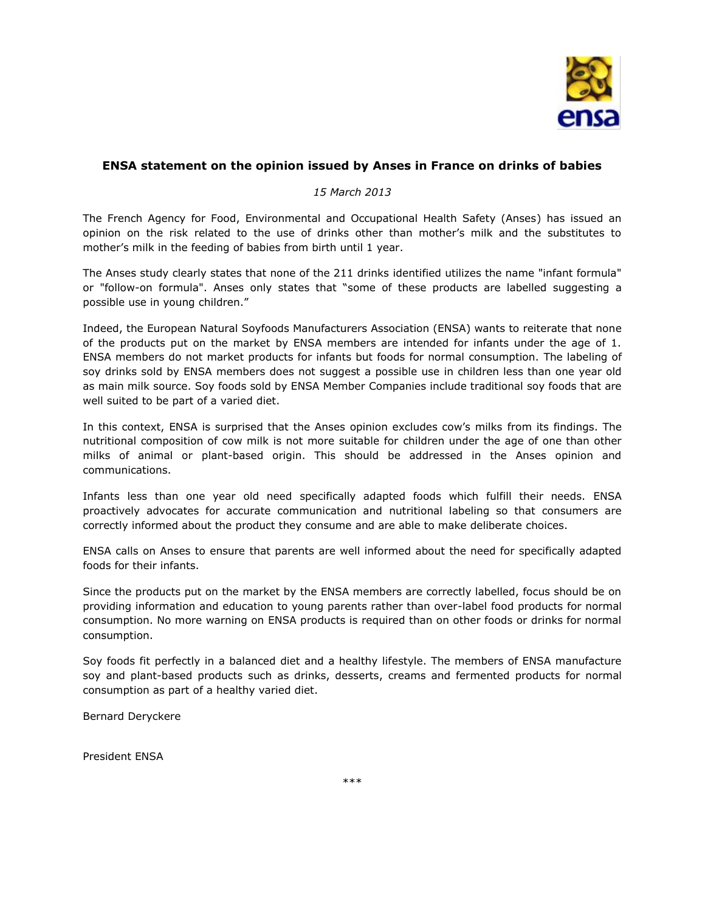## ENSA statement on the opinion issued by Anses in France on drinks of babies

*15 March 2013*

The French Agency for Food, Environmental and Occupational Health Safety (Anses) has issued an opinion on the risk related to the use of drinks other than mother's milk and the substitutes to mother's milk in the feeding of babies from birth until 1 year.

The Anses study clearly states that none of the 211 drinks identified utilizes the name "infant formula" or "follow-on formula". Anses only states that "some of these products are labelled suggesting a possible use in young children."

Indeed, the European Natural Soyfoods Manufacturers Association (ENSA) wants to reiterate that none of the products put on the market by ENSA members are intended for infants under the age of 1. ENSA members do not market products for infants but foods for normal consumption. The labeling of soy drinks sold by ENSA members does not suggest a possible use in children less than one year old as main milk source. Soy foods sold by ENSA Member Companies include traditional soy foods that are well suited to be part of a varied diet.

In this context, ENSA is surprised that the Anses opinion excludes cow's milks from its findings. The nutritional composition of cow milk is not more suitable for children under the age of one than other milks of animal or plant-based origin. This should be addressed in the Anses opinion and communications.

Infants less than one year old need specifically adapted foods which fulfill their needs. ENSA proactively advocates for accurate communication and nutritional labeling so that consumers are correctly informed about the product they consume and are able to make deliberate choices.

ENSA calls on Anses to ensure that parents are well informed about the need for specifically adapted foods for their infants.

Since the products put on the market by the ENSA members are correctly labelled, focus should be on providing information and education to young parents rather than over-label food products for normal consumption. No more warning on ENSA products is required than on other foods or drinks for normal consumption.

Soy foods fit perfectly in a balanced diet and a healthy lifestyle. The members of ENSA manufacture soy and plant-based products such as drinks, desserts, creams and fermented products for normal consumption as part of a healthy varied diet.

Bernard Deryckere

President ENSA

***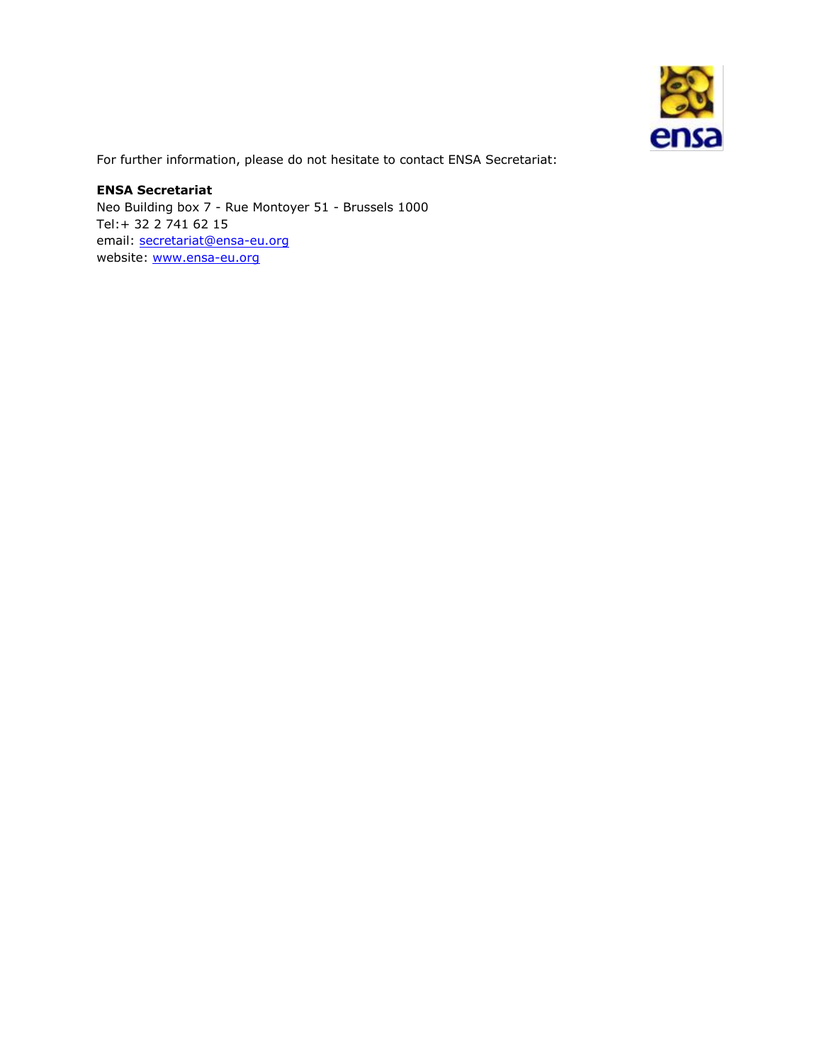For further information, please do not hesitate to contact ENSA Secretariat:

**ENSA Secretariat**
Neo Building box 7 - Rue Montoyer 51 - Brussels 1000
Tel:+ 32 2 741 62 15
email: secretariat@ensa-eu.org
website: www.ensa-eu.org